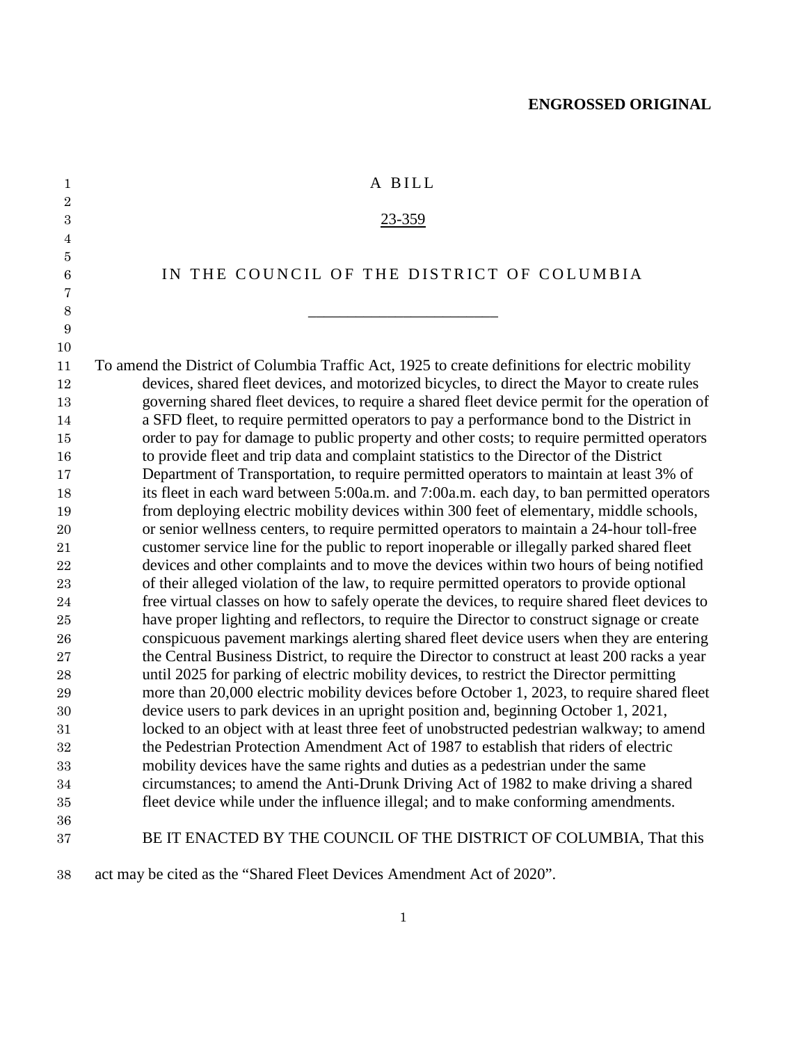**ENGROSSED ORIGINAL**

A BILL

23-359

IN THE COUNCIL OF THE DISTRICT OF COLUMBIA

\_\_\_\_\_\_\_\_\_\_\_\_\_\_\_\_\_\_\_\_\_\_\_

To amend the District of Columbia Traffic Act, 1925 to create definitions for electric mobility devices, shared fleet devices, and motorized bicycles, to direct the Mayor to create rules governing shared fleet devices, to require a shared fleet device permit for the operation of a SFD fleet, to require permitted operators to pay a performance bond to the District in order to pay for damage to public property and other costs; to require permitted operators to provide fleet and trip data and complaint statistics to the Director of the District Department of Transportation, to require permitted operators to maintain at least 3% of its fleet in each ward between 5:00a.m. and 7:00a.m. each day, to ban permitted operators from deploying electric mobility devices within 300 feet of elementary, middle schools, or senior wellness centers, to require permitted operators to maintain a 24-hour toll-free customer service line for the public to report inoperable or illegally parked shared fleet devices and other complaints and to move the devices within two hours of being notified of their alleged violation of the law, to require permitted operators to provide optional free virtual classes on how to safely operate the devices, to require shared fleet devices to have proper lighting and reflectors, to require the Director to construct signage or create conspicuous pavement markings alerting shared fleet device users when they are entering the Central Business District, to require the Director to construct at least 200 racks a year until 2025 for parking of electric mobility devices, to restrict the Director permitting more than 20,000 electric mobility devices before October 1, 2023, to require shared fleet device users to park devices in an upright position and, beginning October 1, 2021, locked to an object with at least three feet of unobstructed pedestrian walkway; to amend the Pedestrian Protection Amendment Act of 1987 to establish that riders of electric mobility devices have the same rights and duties as a pedestrian under the same circumstances; to amend the Anti-Drunk Driving Act of 1982 to make driving a shared fleet device while under the influence illegal; and to make conforming amendments.

BE IT ENACTED BY THE COUNCIL OF THE DISTRICT OF COLUMBIA, That this act may be cited as the "Shared Fleet Devices Amendment Act of 2020".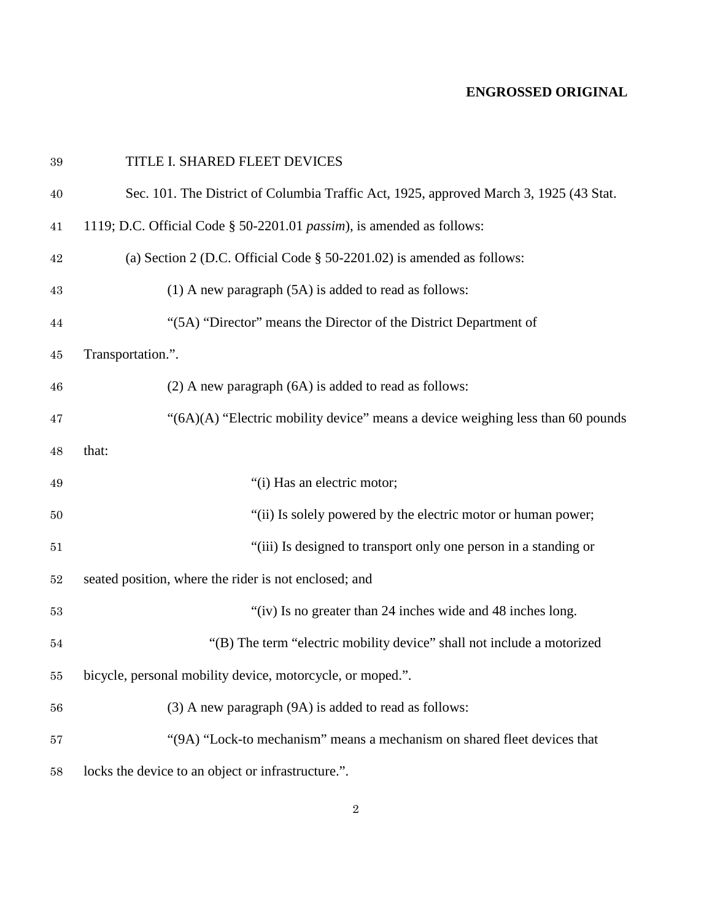**ENGROSSED ORIGINAL**

TITLE I. SHARED FLEET DEVICES

Sec. 101. The District of Columbia Traffic Act, 1925, approved March 3, 1925 (43 Stat. 1119; D.C. Official Code § 50-2201.01 *passim*), is amended as follows:

(a) Section 2 (D.C. Official Code § 50-2201.02) is amended as follows:

(1) A new paragraph (5A) is added to read as follows:

"(5A) "Director" means the Director of the District Department of Transportation.".

(2) A new paragraph (6A) is added to read as follows:

"(6A)(A) "Electric mobility device" means a device weighing less than 60 pounds that:

"(i) Has an electric motor;

"(ii) Is solely powered by the electric motor or human power;

"(iii) Is designed to transport only one person in a standing or seated position, where the rider is not enclosed; and

"(iv) Is no greater than 24 inches wide and 48 inches long.

"(B) The term "electric mobility device" shall not include a motorized bicycle, personal mobility device, motorcycle, or moped.".

(3) A new paragraph (9A) is added to read as follows:

"(9A) "Lock-to mechanism" means a mechanism on shared fleet devices that locks the device to an object or infrastructure.".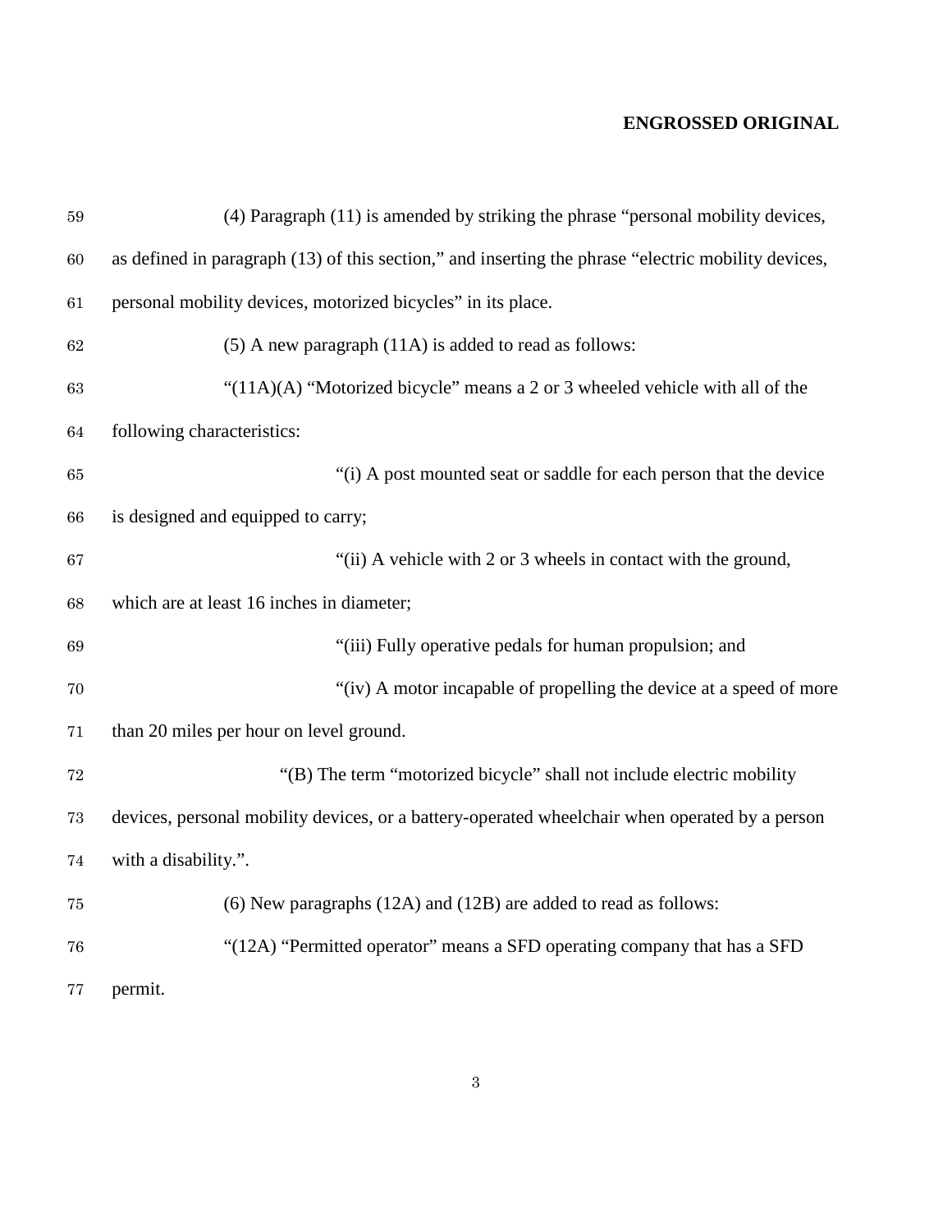**ENGROSSED ORIGINAL**

(4) Paragraph (11) is amended by striking the phrase "personal mobility devices, as defined in paragraph (13) of this section," and inserting the phrase "electric mobility devices, personal mobility devices, motorized bicycles" in its place.

(5) A new paragraph (11A) is added to read as follows:

"(11A)(A) "Motorized bicycle" means a 2 or 3 wheeled vehicle with all of the following characteristics:

"(i) A post mounted seat or saddle for each person that the device is designed and equipped to carry;

"(ii) A vehicle with 2 or 3 wheels in contact with the ground, which are at least 16 inches in diameter;

"(iii) Fully operative pedals for human propulsion; and

"(iv) A motor incapable of propelling the device at a speed of more than 20 miles per hour on level ground.

"(B) The term "motorized bicycle" shall not include electric mobility devices, personal mobility devices, or a battery-operated wheelchair when operated by a person with a disability.".

(6) New paragraphs (12A) and (12B) are added to read as follows:

"(12A) "Permitted operator" means a SFD operating company that has a SFD permit.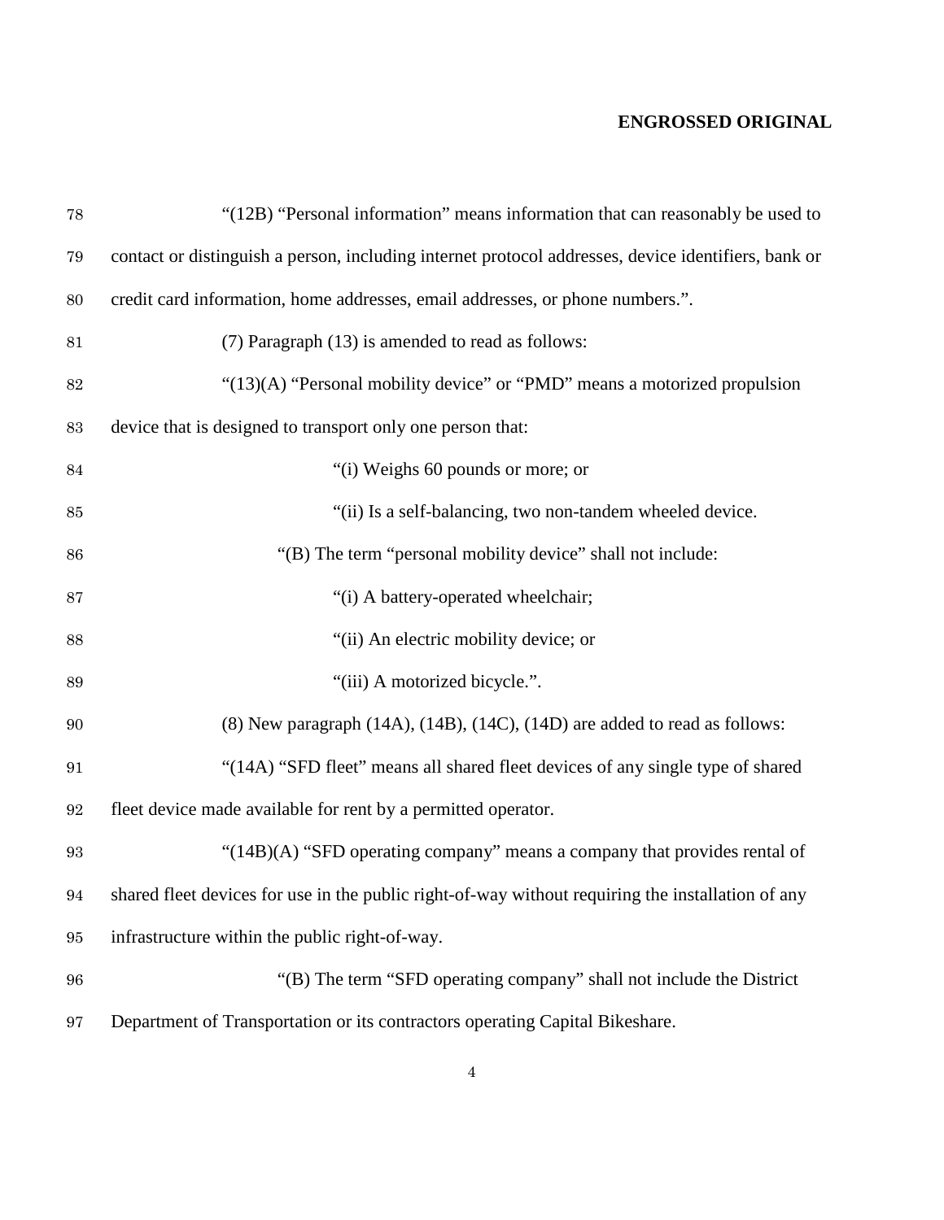**ENGROSSED ORIGINAL**

"(12B) "Personal information" means information that can reasonably be used to contact or distinguish a person, including internet protocol addresses, device identifiers, bank or credit card information, home addresses, email addresses, or phone numbers.".

(7) Paragraph (13) is amended to read as follows:

"(13)(A) "Personal mobility device" or "PMD" means a motorized propulsion device that is designed to transport only one person that:

"(i) Weighs 60 pounds or more; or

"(ii) Is a self-balancing, two non-tandem wheeled device.

"(B) The term "personal mobility device" shall not include:

"(i) A battery-operated wheelchair;

"(ii) An electric mobility device; or

"(iii) A motorized bicycle.".

(8) New paragraph (14A), (14B), (14C), (14D) are added to read as follows:

"(14A) "SFD fleet" means all shared fleet devices of any single type of shared fleet device made available for rent by a permitted operator.

"(14B)(A) "SFD operating company" means a company that provides rental of shared fleet devices for use in the public right-of-way without requiring the installation of any infrastructure within the public right-of-way.

"(B) The term "SFD operating company" shall not include the District Department of Transportation or its contractors operating Capital Bikeshare.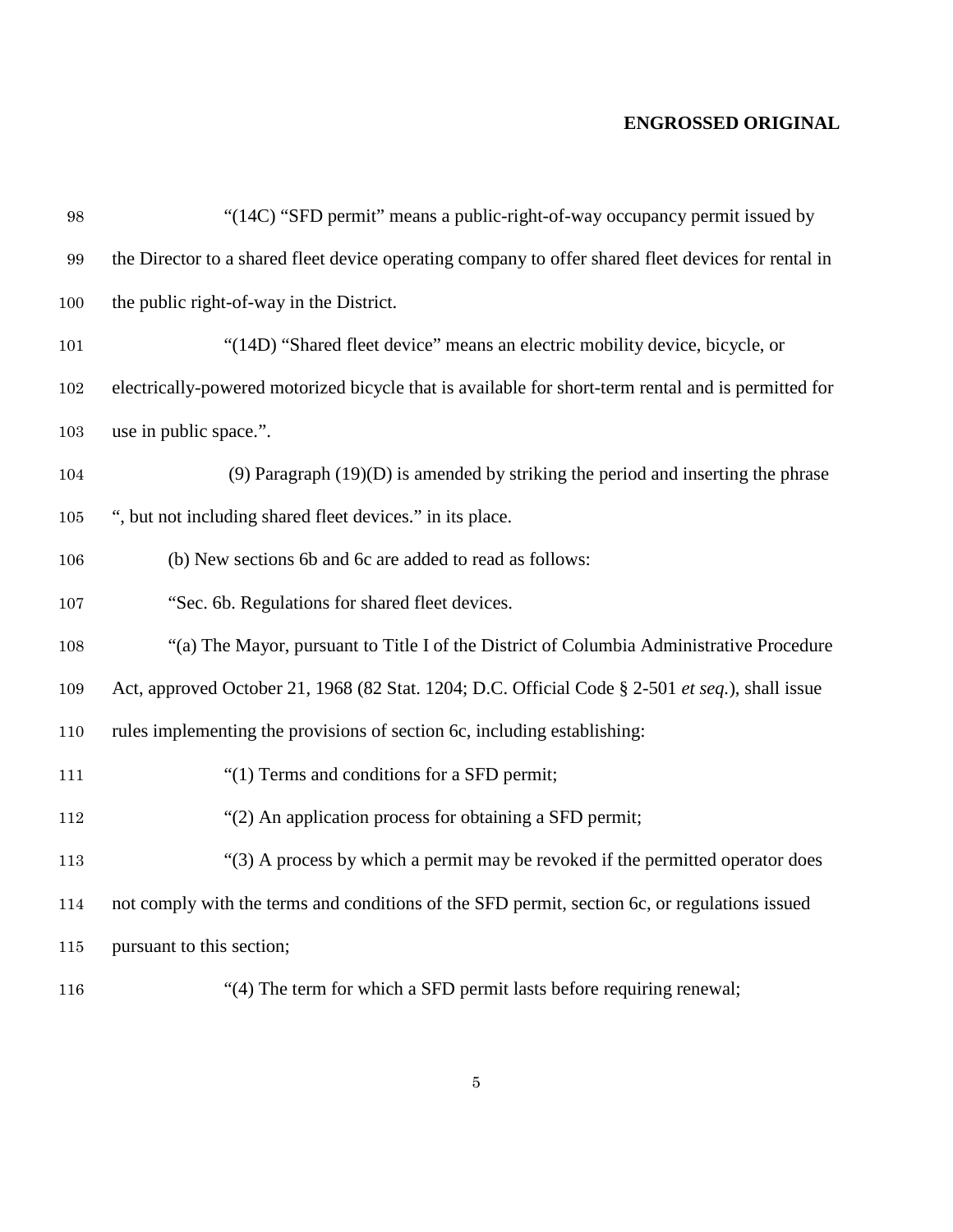"(14C) "SFD permit" means a public-right-of-way occupancy permit issued by the Director to a shared fleet device operating company to offer shared fleet devices for rental in the public right-of-way in the District.

"(14D) "Shared fleet device" means an electric mobility device, bicycle, or electrically-powered motorized bicycle that is available for short-term rental and is permitted for use in public space.".

(9) Paragraph (19)(D) is amended by striking the period and inserting the phrase ", but not including shared fleet devices." in its place.

(b) New sections 6b and 6c are added to read as follows:

"Sec. 6b. Regulations for shared fleet devices.

"(a) The Mayor, pursuant to Title I of the District of Columbia Administrative Procedure Act, approved October 21, 1968 (82 Stat. 1204; D.C. Official Code § 2-501 *et seq.*), shall issue rules implementing the provisions of section 6c, including establishing:

"(1) Terms and conditions for a SFD permit;

"(2) An application process for obtaining a SFD permit;

"(3) A process by which a permit may be revoked if the permitted operator does not comply with the terms and conditions of the SFD permit, section 6c, or regulations issued pursuant to this section;

"(4) The term for which a SFD permit lasts before requiring renewal;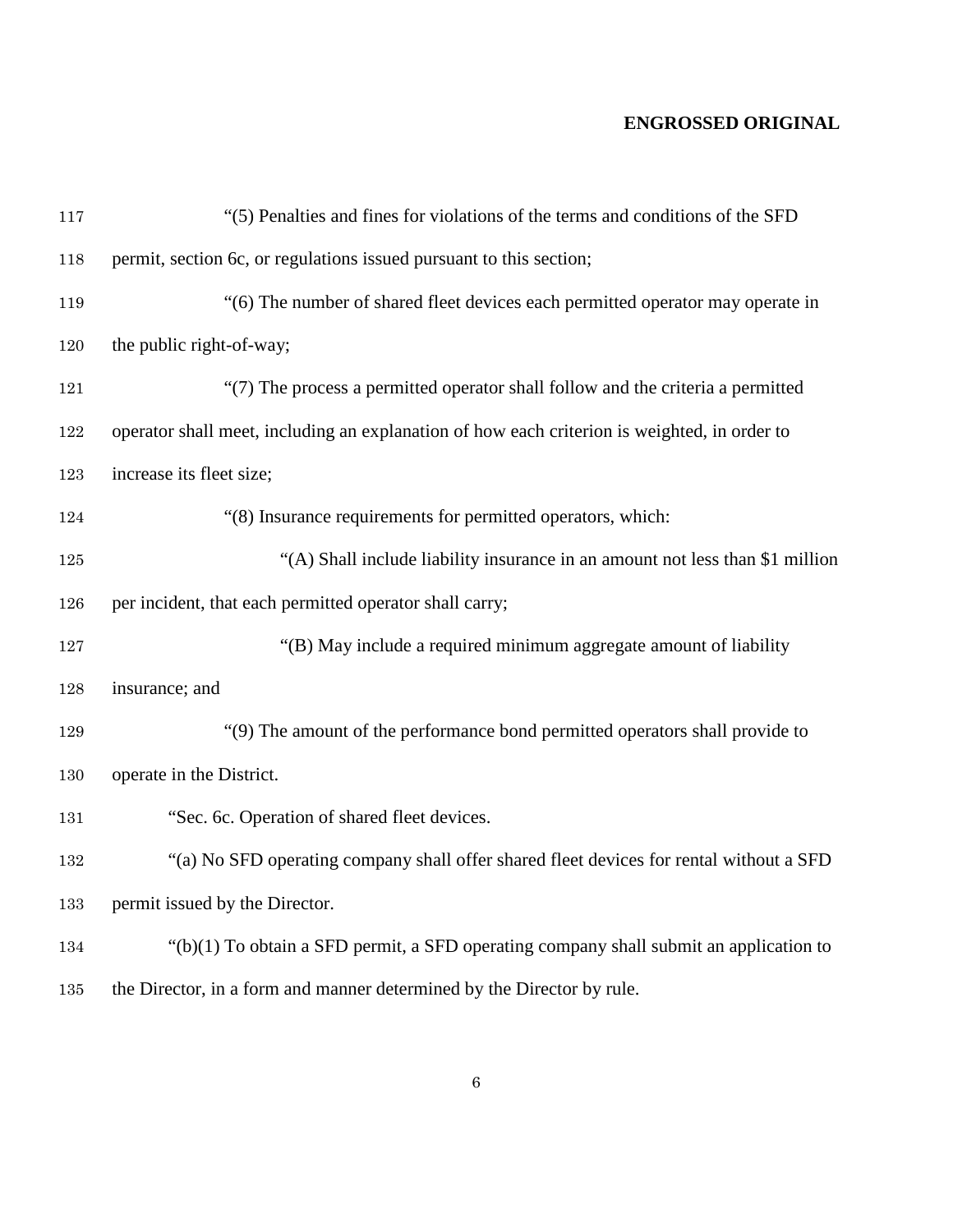"(5) Penalties and fines for violations of the terms and conditions of the SFD permit, section 6c, or regulations issued pursuant to this section;

"(6) The number of shared fleet devices each permitted operator may operate in the public right-of-way;

"(7) The process a permitted operator shall follow and the criteria a permitted operator shall meet, including an explanation of how each criterion is weighted, in order to increase its fleet size;

"(8) Insurance requirements for permitted operators, which:

"(A) Shall include liability insurance in an amount not less than $1 million per incident, that each permitted operator shall carry;

"(B) May include a required minimum aggregate amount of liability insurance; and

"(9) The amount of the performance bond permitted operators shall provide to operate in the District.

"Sec. 6c. Operation of shared fleet devices.

"(a) No SFD operating company shall offer shared fleet devices for rental without a SFD permit issued by the Director.

"(b)(1) To obtain a SFD permit, a SFD operating company shall submit an application to the Director, in a form and manner determined by the Director by rule.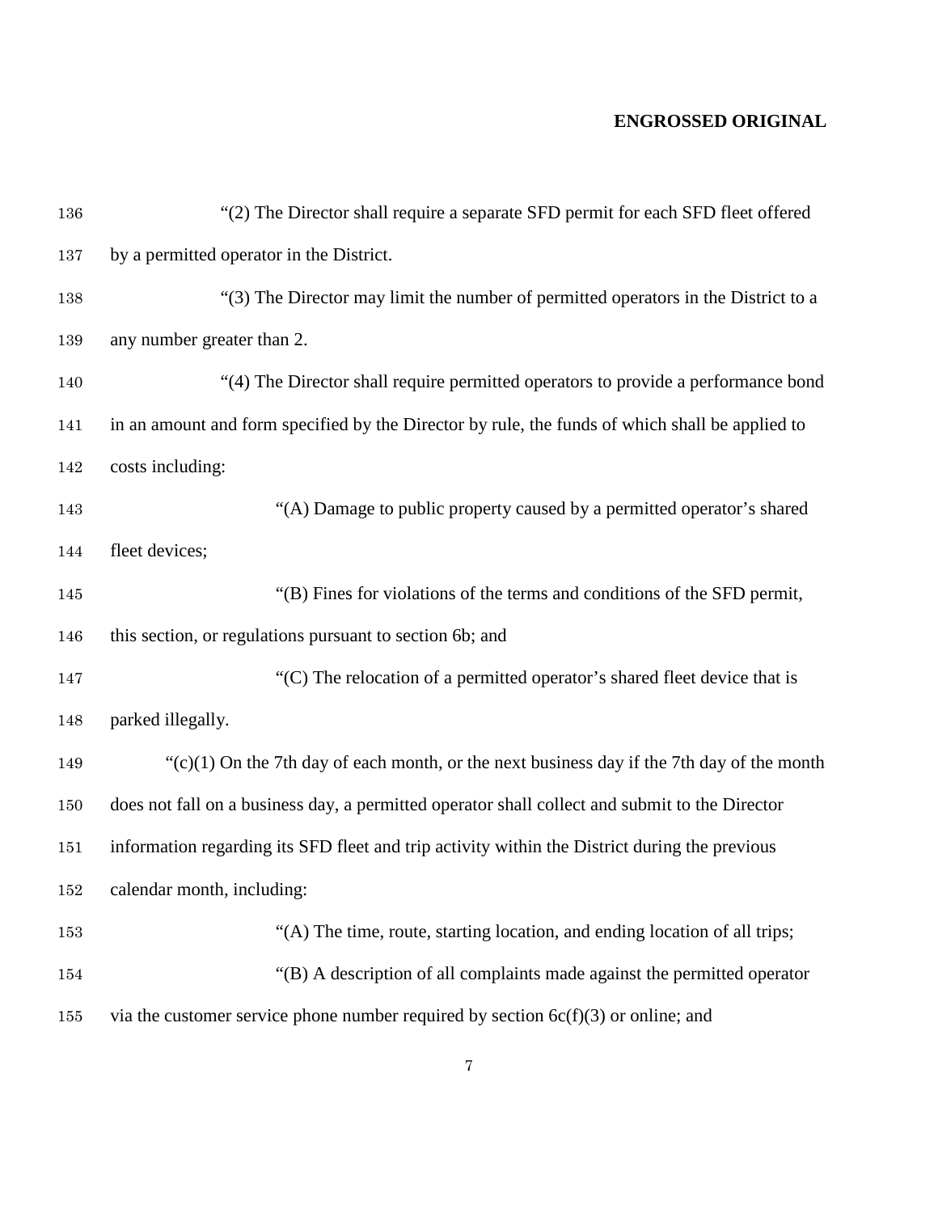"(2) The Director shall require a separate SFD permit for each SFD fleet offered by a permitted operator in the District.

"(3) The Director may limit the number of permitted operators in the District to a any number greater than 2.

"(4) The Director shall require permitted operators to provide a performance bond in an amount and form specified by the Director by rule, the funds of which shall be applied to costs including:

"(A) Damage to public property caused by a permitted operator's shared fleet devices;

"(B) Fines for violations of the terms and conditions of the SFD permit, this section, or regulations pursuant to section 6b; and

"(C) The relocation of a permitted operator's shared fleet device that is parked illegally.

"(c)(1) On the 7th day of each month, or the next business day if the 7th day of the month does not fall on a business day, a permitted operator shall collect and submit to the Director information regarding its SFD fleet and trip activity within the District during the previous calendar month, including:

"(A) The time, route, starting location, and ending location of all trips;

"(B) A description of all complaints made against the permitted operator via the customer service phone number required by section 6c(f)(3) or online; and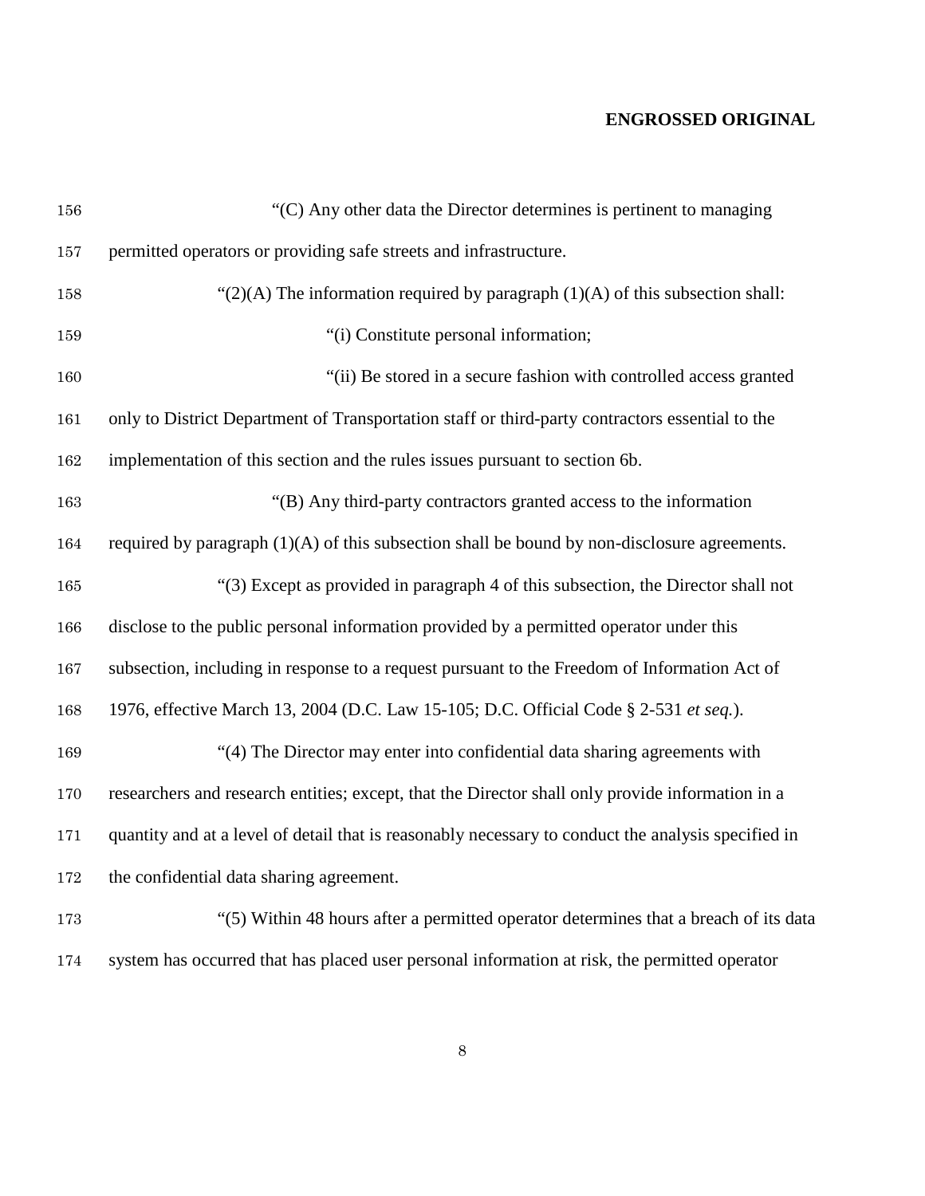"(C) Any other data the Director determines is pertinent to managing permitted operators or providing safe streets and infrastructure.

"(2)(A) The information required by paragraph (1)(A) of this subsection shall:

"(i) Constitute personal information;

"(ii) Be stored in a secure fashion with controlled access granted only to District Department of Transportation staff or third-party contractors essential to the implementation of this section and the rules issues pursuant to section 6b.

"(B) Any third-party contractors granted access to the information required by paragraph (1)(A) of this subsection shall be bound by non-disclosure agreements.

"(3) Except as provided in paragraph 4 of this subsection, the Director shall not disclose to the public personal information provided by a permitted operator under this subsection, including in response to a request pursuant to the Freedom of Information Act of 1976, effective March 13, 2004 (D.C. Law 15-105; D.C. Official Code § 2-531 *et seq.*).

"(4) The Director may enter into confidential data sharing agreements with researchers and research entities; except, that the Director shall only provide information in a quantity and at a level of detail that is reasonably necessary to conduct the analysis specified in the confidential data sharing agreement.

"(5) Within 48 hours after a permitted operator determines that a breach of its data system has occurred that has placed user personal information at risk, the permitted operator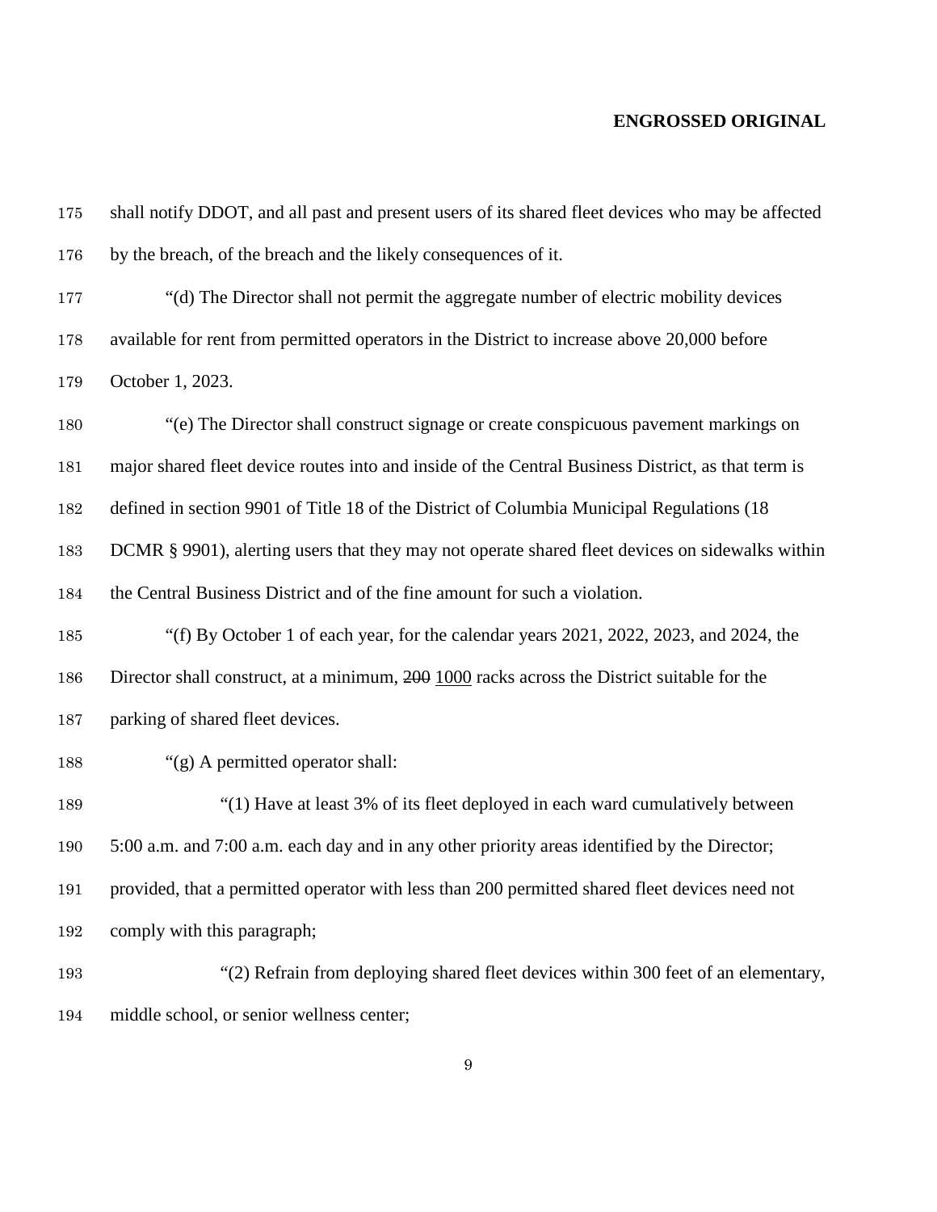shall notify DDOT, and all past and present users of its shared fleet devices who may be affected by the breach, of the breach and the likely consequences of it.

"(d) The Director shall not permit the aggregate number of electric mobility devices available for rent from permitted operators in the District to increase above 20,000 before October 1, 2023.

"(e) The Director shall construct signage or create conspicuous pavement markings on major shared fleet device routes into and inside of the Central Business District, as that term is defined in section 9901 of Title 18 of the District of Columbia Municipal Regulations (18 DCMR § 9901), alerting users that they may not operate shared fleet devices on sidewalks within the Central Business District and of the fine amount for such a violation.

"(f) By October 1 of each year, for the calendar years 2021, 2022, 2023, and 2024, the Director shall construct, at a minimum, ~~200~~ <u>1000</u> racks across the District suitable for the parking of shared fleet devices.

"(g) A permitted operator shall:

"(1) Have at least 3% of its fleet deployed in each ward cumulatively between 5:00 a.m. and 7:00 a.m. each day and in any other priority areas identified by the Director; provided, that a permitted operator with less than 200 permitted shared fleet devices need not comply with this paragraph;

"(2) Refrain from deploying shared fleet devices within 300 feet of an elementary, middle school, or senior wellness center;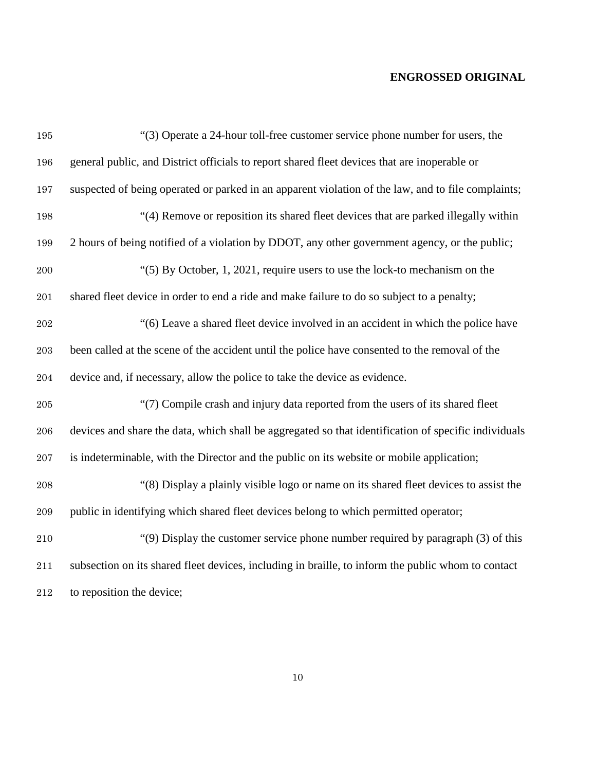"(3) Operate a 24-hour toll-free customer service phone number for users, the general public, and District officials to report shared fleet devices that are inoperable or suspected of being operated or parked in an apparent violation of the law, and to file complaints;

"(4) Remove or reposition its shared fleet devices that are parked illegally within 2 hours of being notified of a violation by DDOT, any other government agency, or the public;

"(5) By October, 1, 2021, require users to use the lock-to mechanism on the shared fleet device in order to end a ride and make failure to do so subject to a penalty;

"(6) Leave a shared fleet device involved in an accident in which the police have been called at the scene of the accident until the police have consented to the removal of the device and, if necessary, allow the police to take the device as evidence.

"(7) Compile crash and injury data reported from the users of its shared fleet devices and share the data, which shall be aggregated so that identification of specific individuals is indeterminable, with the Director and the public on its website or mobile application;

"(8) Display a plainly visible logo or name on its shared fleet devices to assist the public in identifying which shared fleet devices belong to which permitted operator;

"(9) Display the customer service phone number required by paragraph (3) of this subsection on its shared fleet devices, including in braille, to inform the public whom to contact to reposition the device;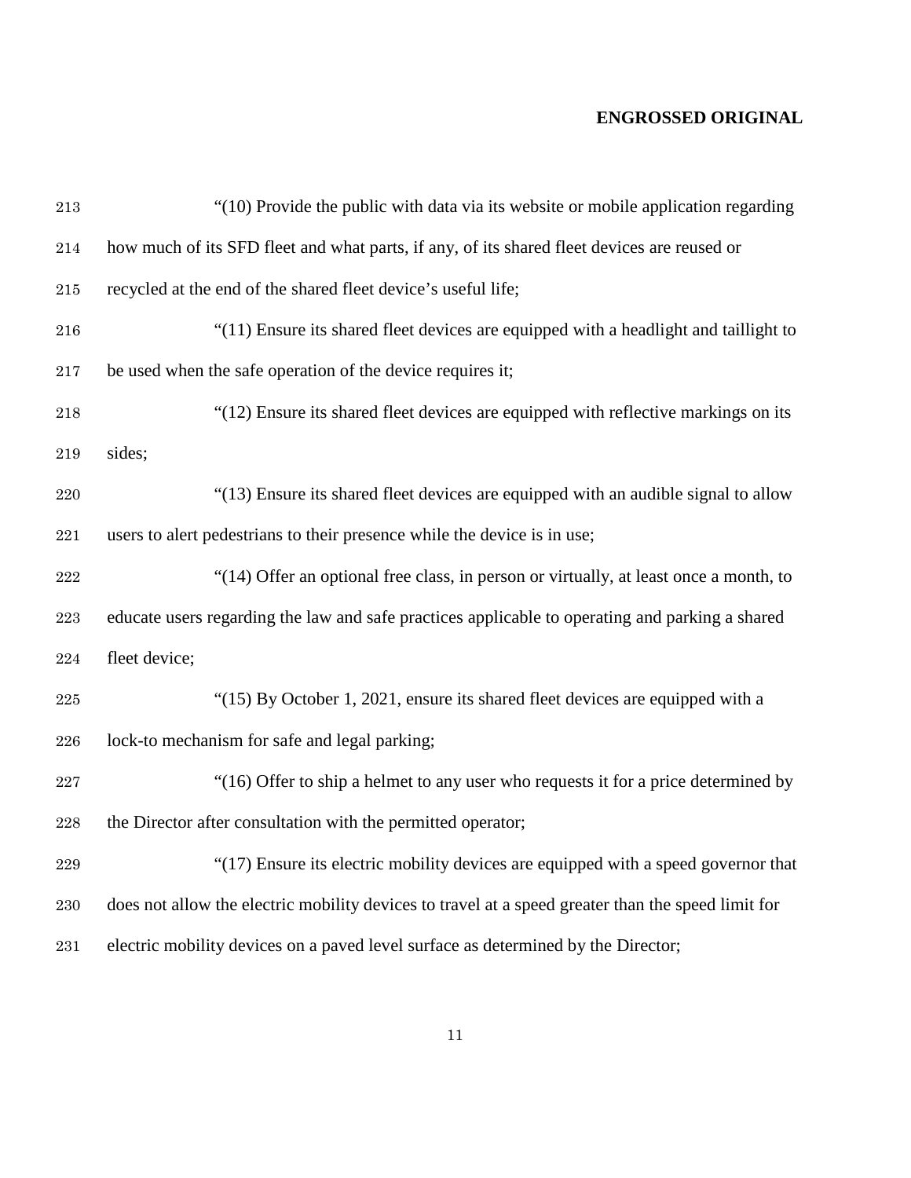"(10) Provide the public with data via its website or mobile application regarding how much of its SFD fleet and what parts, if any, of its shared fleet devices are reused or recycled at the end of the shared fleet device's useful life;

"(11) Ensure its shared fleet devices are equipped with a headlight and taillight to be used when the safe operation of the device requires it;

"(12) Ensure its shared fleet devices are equipped with reflective markings on its sides;

"(13) Ensure its shared fleet devices are equipped with an audible signal to allow users to alert pedestrians to their presence while the device is in use;

"(14) Offer an optional free class, in person or virtually, at least once a month, to educate users regarding the law and safe practices applicable to operating and parking a shared fleet device;

"(15) By October 1, 2021, ensure its shared fleet devices are equipped with a lock-to mechanism for safe and legal parking;

"(16) Offer to ship a helmet to any user who requests it for a price determined by the Director after consultation with the permitted operator;

"(17) Ensure its electric mobility devices are equipped with a speed governor that does not allow the electric mobility devices to travel at a speed greater than the speed limit for electric mobility devices on a paved level surface as determined by the Director;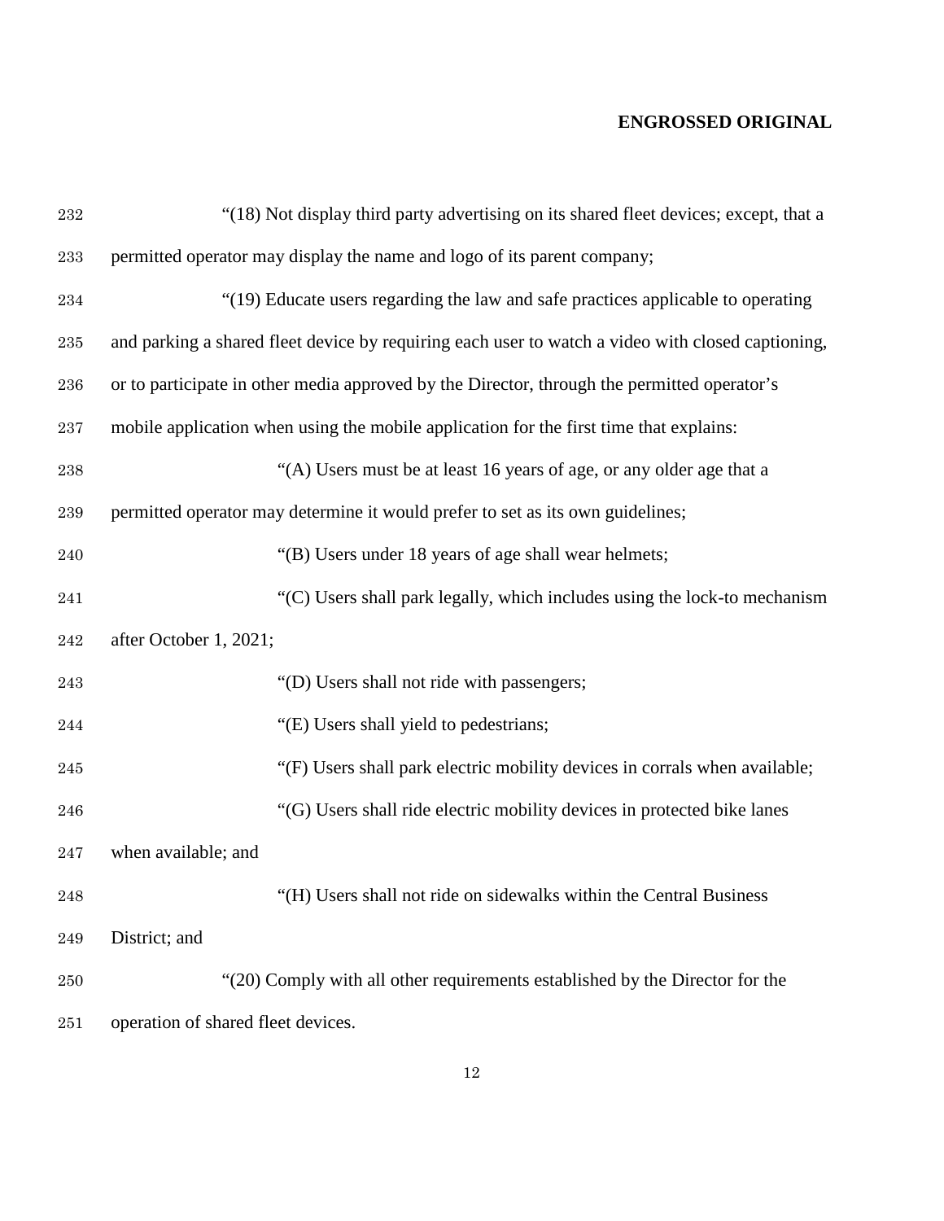"(18) Not display third party advertising on its shared fleet devices; except, that a permitted operator may display the name and logo of its parent company;

"(19) Educate users regarding the law and safe practices applicable to operating and parking a shared fleet device by requiring each user to watch a video with closed captioning, or to participate in other media approved by the Director, through the permitted operator's mobile application when using the mobile application for the first time that explains:

"(A) Users must be at least 16 years of age, or any older age that a permitted operator may determine it would prefer to set as its own guidelines;

"(B) Users under 18 years of age shall wear helmets;

"(C) Users shall park legally, which includes using the lock-to mechanism after October 1, 2021;

"(D) Users shall not ride with passengers;

"(E) Users shall yield to pedestrians;

"(F) Users shall park electric mobility devices in corrals when available;

"(G) Users shall ride electric mobility devices in protected bike lanes when available; and

"(H) Users shall not ride on sidewalks within the Central Business District; and

"(20) Comply with all other requirements established by the Director for the operation of shared fleet devices.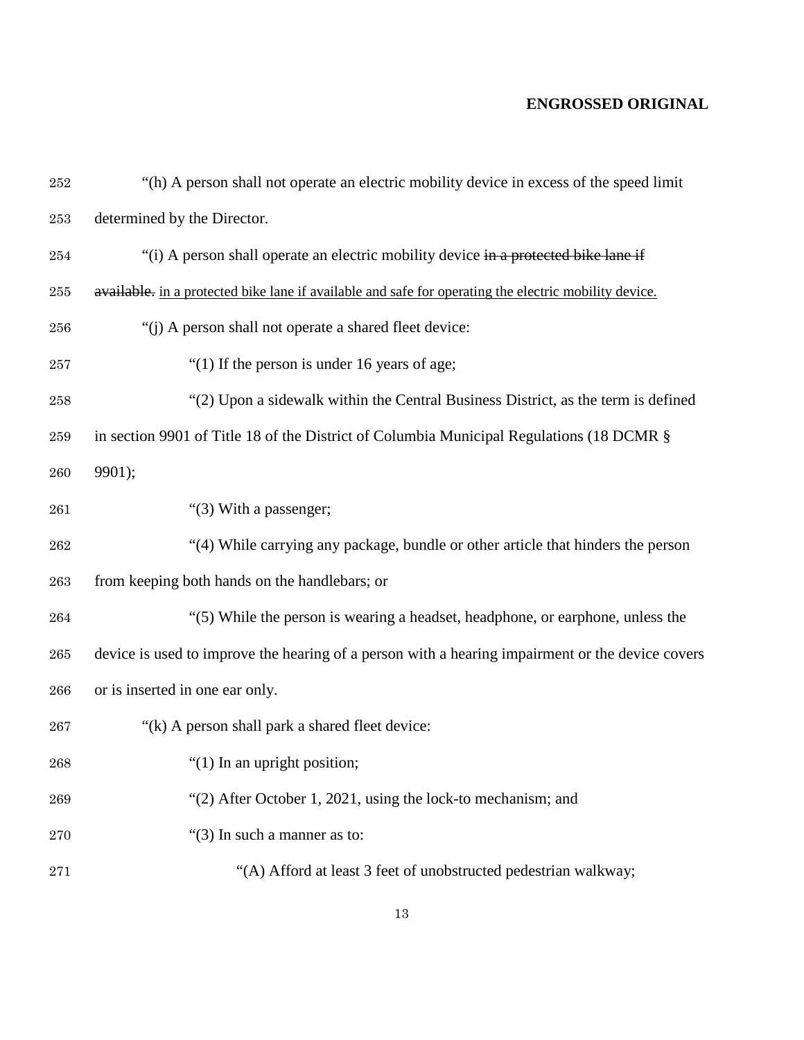"(h) A person shall not operate an electric mobility device in excess of the speed limit determined by the Director.

"(i) A person shall operate an electric mobility device ~~in a protected bike lane if available.~~ <u>in a protected bike lane if available and safe for operating the electric mobility device.</u>

"(j) A person shall not operate a shared fleet device:

"(1) If the person is under 16 years of age;

"(2) Upon a sidewalk within the Central Business District, as the term is defined in section 9901 of Title 18 of the District of Columbia Municipal Regulations (18 DCMR § 9901);

"(3) With a passenger;

"(4) While carrying any package, bundle or other article that hinders the person from keeping both hands on the handlebars; or

"(5) While the person is wearing a headset, headphone, or earphone, unless the device is used to improve the hearing of a person with a hearing impairment or the device covers or is inserted in one ear only.

"(k) A person shall park a shared fleet device:

"(1) In an upright position;

"(2) After October 1, 2021, using the lock-to mechanism; and

"(3) In such a manner as to:

"(A) Afford at least 3 feet of unobstructed pedestrian walkway;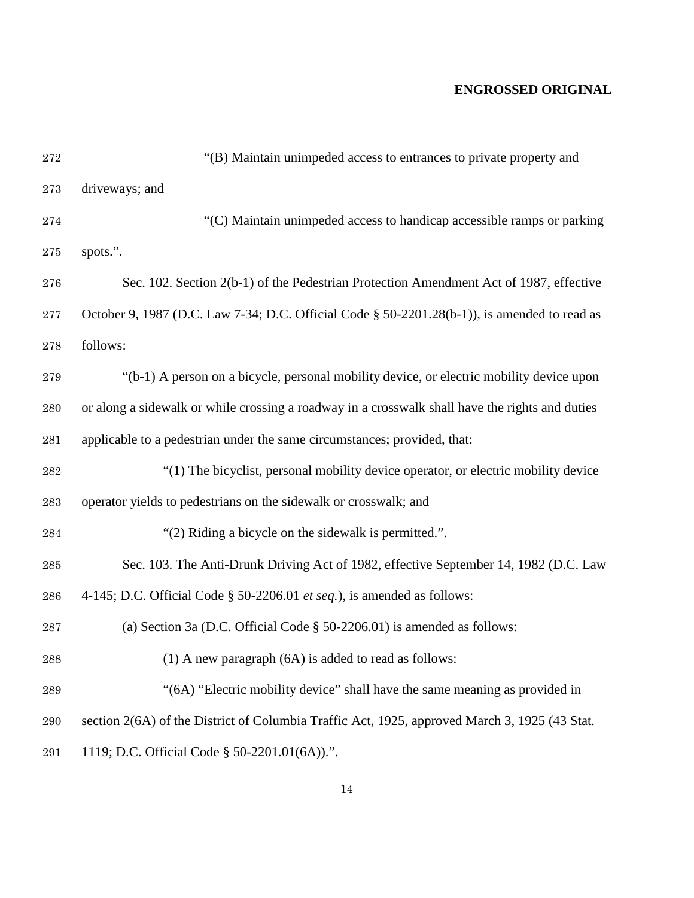"(B) Maintain unimpeded access to entrances to private property and driveways; and

"(C) Maintain unimpeded access to handicap accessible ramps or parking spots.".

Sec. 102. Section 2(b-1) of the Pedestrian Protection Amendment Act of 1987, effective October 9, 1987 (D.C. Law 7-34; D.C. Official Code § 50-2201.28(b-1)), is amended to read as follows:

"(b-1) A person on a bicycle, personal mobility device, or electric mobility device upon or along a sidewalk or while crossing a roadway in a crosswalk shall have the rights and duties applicable to a pedestrian under the same circumstances; provided, that:

"(1) The bicyclist, personal mobility device operator, or electric mobility device operator yields to pedestrians on the sidewalk or crosswalk; and

"(2) Riding a bicycle on the sidewalk is permitted.".

Sec. 103. The Anti-Drunk Driving Act of 1982, effective September 14, 1982 (D.C. Law 4-145; D.C. Official Code § 50-2206.01 *et seq.*), is amended as follows:

(a) Section 3a (D.C. Official Code § 50-2206.01) is amended as follows:

(1) A new paragraph (6A) is added to read as follows:

"(6A) "Electric mobility device" shall have the same meaning as provided in section 2(6A) of the District of Columbia Traffic Act, 1925, approved March 3, 1925 (43 Stat. 1119; D.C. Official Code § 50-2201.01(6A)).".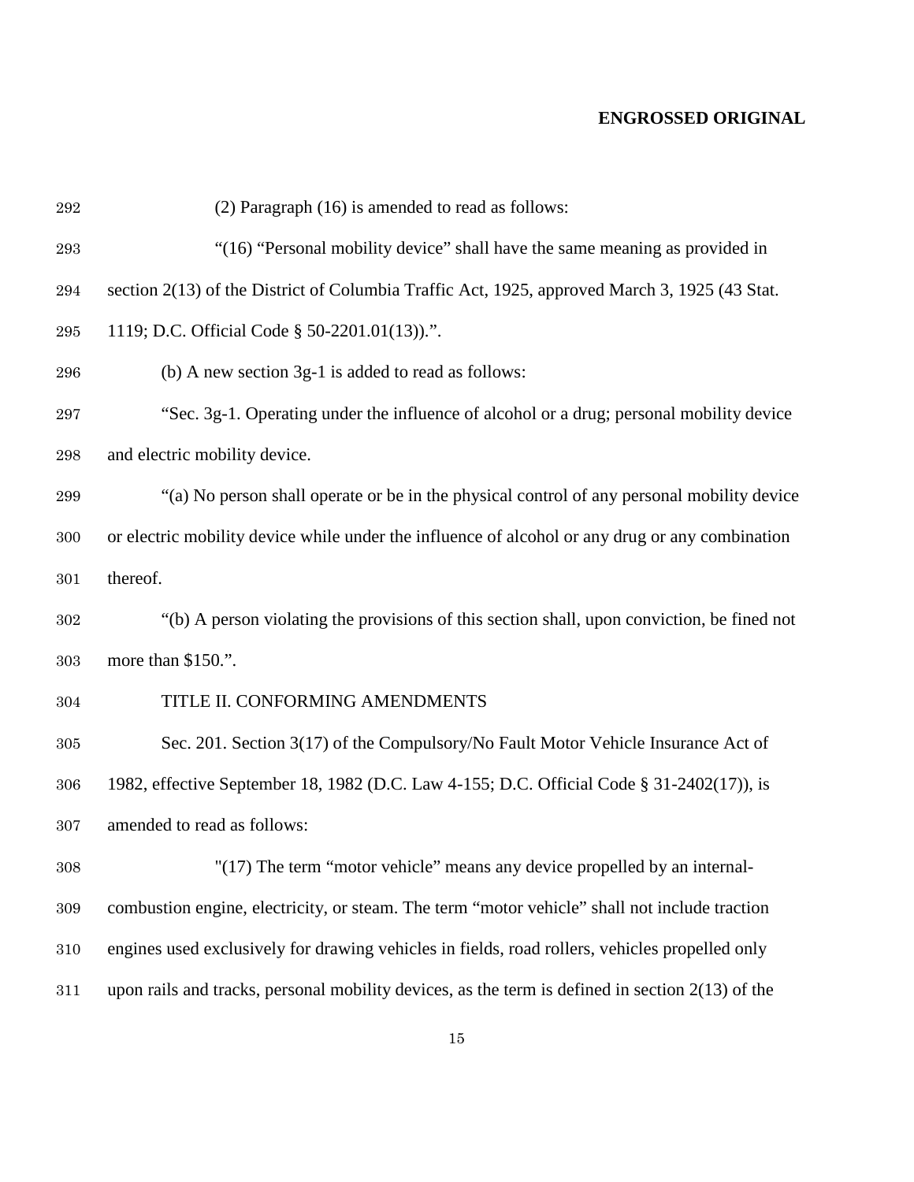(2) Paragraph (16) is amended to read as follows:

"(16) "Personal mobility device" shall have the same meaning as provided in section 2(13) of the District of Columbia Traffic Act, 1925, approved March 3, 1925 (43 Stat. 1119; D.C. Official Code § 50-2201.01(13)).".

(b) A new section 3g-1 is added to read as follows:

"Sec. 3g-1. Operating under the influence of alcohol or a drug; personal mobility device and electric mobility device.

"(a) No person shall operate or be in the physical control of any personal mobility device or electric mobility device while under the influence of alcohol or any drug or any combination thereof.

"(b) A person violating the provisions of this section shall, upon conviction, be fined not more than $150.".

TITLE II. CONFORMING AMENDMENTS

Sec. 201. Section 3(17) of the Compulsory/No Fault Motor Vehicle Insurance Act of 1982, effective September 18, 1982 (D.C. Law 4-155; D.C. Official Code § 31-2402(17)), is amended to read as follows:

"(17) The term "motor vehicle" means any device propelled by an internal-combustion engine, electricity, or steam. The term "motor vehicle" shall not include traction engines used exclusively for drawing vehicles in fields, road rollers, vehicles propelled only upon rails and tracks, personal mobility devices, as the term is defined in section 2(13) of the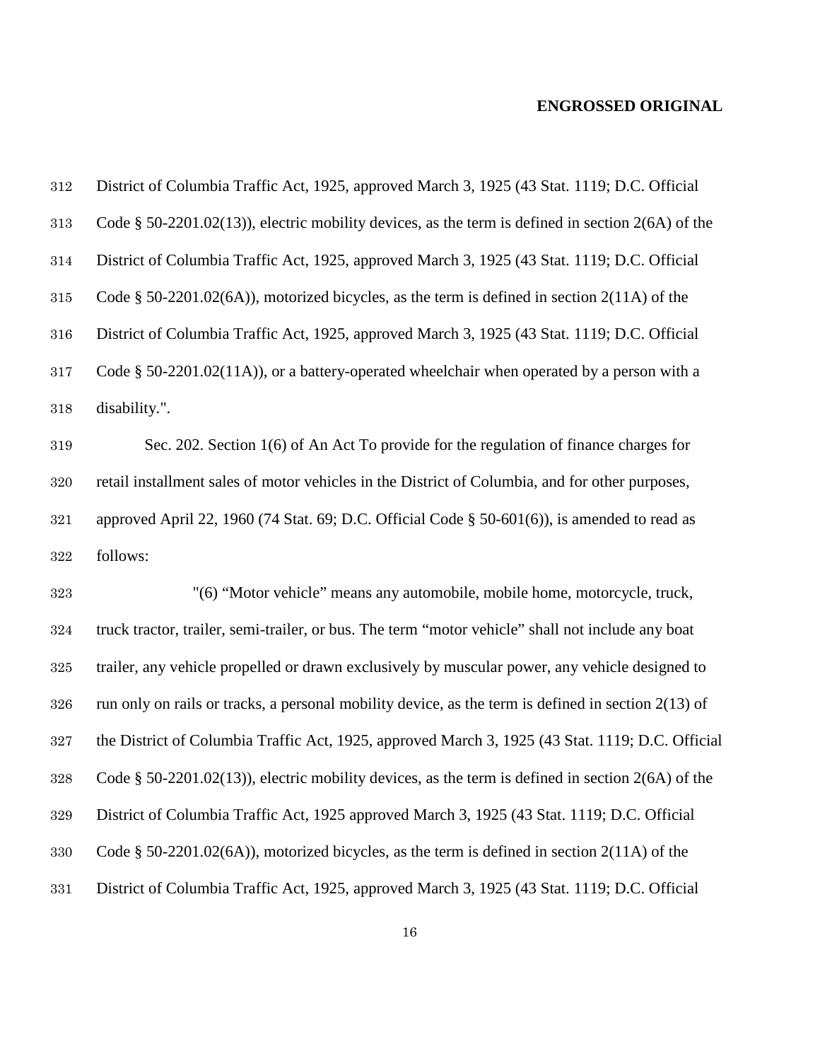District of Columbia Traffic Act, 1925, approved March 3, 1925 (43 Stat. 1119; D.C. Official Code § 50-2201.02(13)), electric mobility devices, as the term is defined in section 2(6A) of the District of Columbia Traffic Act, 1925, approved March 3, 1925 (43 Stat. 1119; D.C. Official Code § 50-2201.02(6A)), motorized bicycles, as the term is defined in section 2(11A) of the District of Columbia Traffic Act, 1925, approved March 3, 1925 (43 Stat. 1119; D.C. Official Code § 50-2201.02(11A)), or a battery-operated wheelchair when operated by a person with a disability.".

Sec. 202. Section 1(6) of An Act To provide for the regulation of finance charges for retail installment sales of motor vehicles in the District of Columbia, and for other purposes, approved April 22, 1960 (74 Stat. 69; D.C. Official Code § 50-601(6)), is amended to read as follows:

"(6) "Motor vehicle" means any automobile, mobile home, motorcycle, truck, truck tractor, trailer, semi-trailer, or bus. The term "motor vehicle" shall not include any boat trailer, any vehicle propelled or drawn exclusively by muscular power, any vehicle designed to run only on rails or tracks, a personal mobility device, as the term is defined in section 2(13) of the District of Columbia Traffic Act, 1925, approved March 3, 1925 (43 Stat. 1119; D.C. Official Code § 50-2201.02(13)), electric mobility devices, as the term is defined in section 2(6A) of the District of Columbia Traffic Act, 1925 approved March 3, 1925 (43 Stat. 1119; D.C. Official Code § 50-2201.02(6A)), motorized bicycles, as the term is defined in section 2(11A) of the District of Columbia Traffic Act, 1925, approved March 3, 1925 (43 Stat. 1119; D.C. Official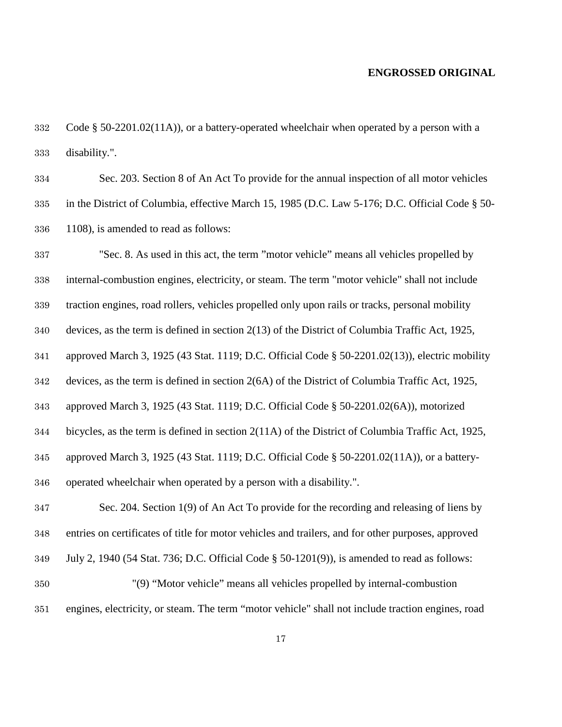Code § 50-2201.02(11A)), or a battery-operated wheelchair when operated by a person with a disability.".

Sec. 203. Section 8 of An Act To provide for the annual inspection of all motor vehicles in the District of Columbia, effective March 15, 1985 (D.C. Law 5-176; D.C. Official Code § 50-1108), is amended to read as follows:

"Sec. 8. As used in this act, the term "motor vehicle" means all vehicles propelled by internal-combustion engines, electricity, or steam. The term "motor vehicle" shall not include traction engines, road rollers, vehicles propelled only upon rails or tracks, personal mobility devices, as the term is defined in section 2(13) of the District of Columbia Traffic Act, 1925, approved March 3, 1925 (43 Stat. 1119; D.C. Official Code § 50-2201.02(13)), electric mobility devices, as the term is defined in section 2(6A) of the District of Columbia Traffic Act, 1925, approved March 3, 1925 (43 Stat. 1119; D.C. Official Code § 50-2201.02(6A)), motorized bicycles, as the term is defined in section 2(11A) of the District of Columbia Traffic Act, 1925, approved March 3, 1925 (43 Stat. 1119; D.C. Official Code § 50-2201.02(11A)), or a battery-operated wheelchair when operated by a person with a disability.".

Sec. 204. Section 1(9) of An Act To provide for the recording and releasing of liens by entries on certificates of title for motor vehicles and trailers, and for other purposes, approved July 2, 1940 (54 Stat. 736; D.C. Official Code § 50-1201(9)), is amended to read as follows:

"(9) "Motor vehicle" means all vehicles propelled by internal-combustion engines, electricity, or steam. The term "motor vehicle" shall not include traction engines, road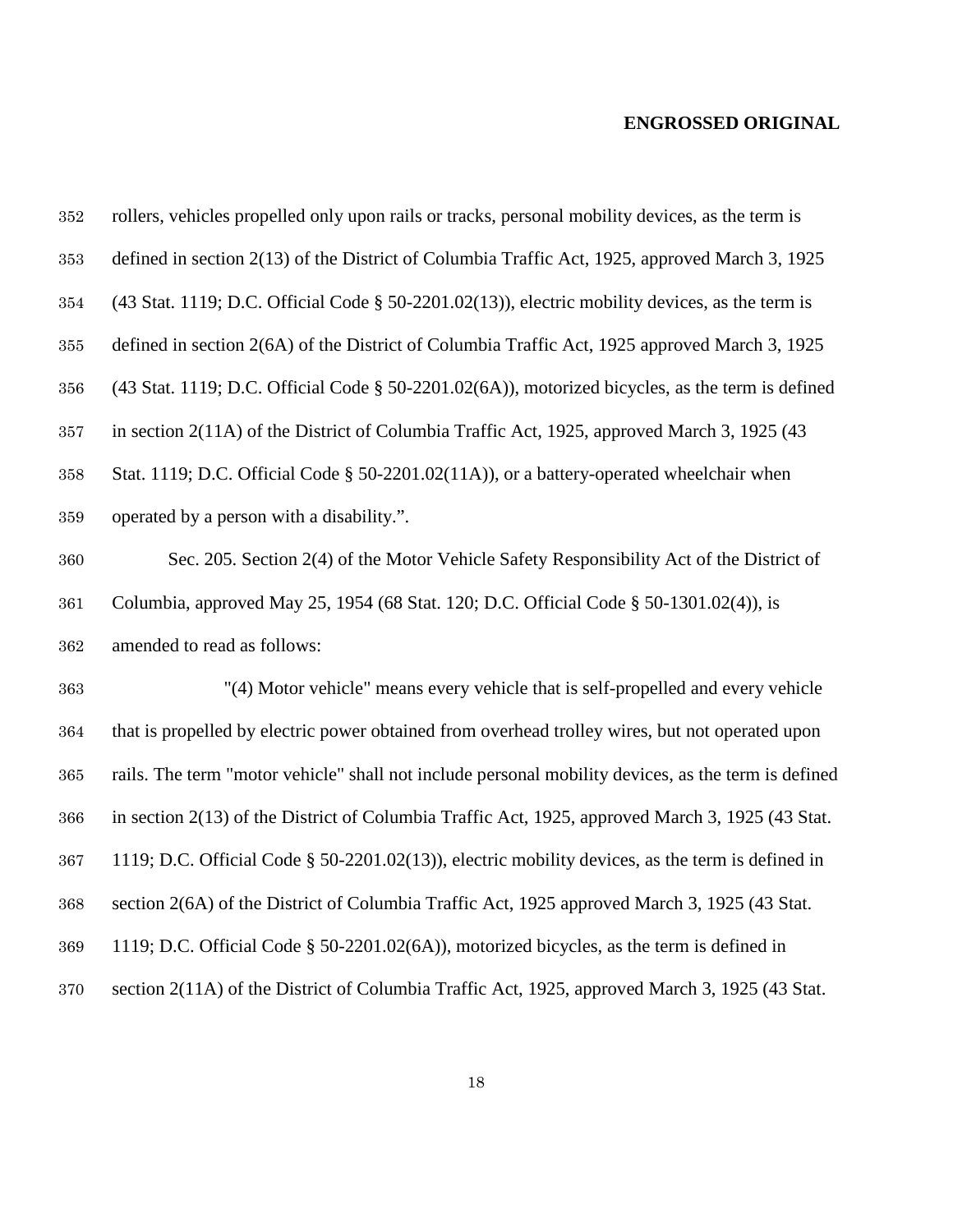rollers, vehicles propelled only upon rails or tracks, personal mobility devices, as the term is defined in section 2(13) of the District of Columbia Traffic Act, 1925, approved March 3, 1925 (43 Stat. 1119; D.C. Official Code § 50-2201.02(13)), electric mobility devices, as the term is defined in section 2(6A) of the District of Columbia Traffic Act, 1925 approved March 3, 1925 (43 Stat. 1119; D.C. Official Code § 50-2201.02(6A)), motorized bicycles, as the term is defined in section 2(11A) of the District of Columbia Traffic Act, 1925, approved March 3, 1925 (43 Stat. 1119; D.C. Official Code § 50-2201.02(11A)), or a battery-operated wheelchair when operated by a person with a disability.".

Sec. 205. Section 2(4) of the Motor Vehicle Safety Responsibility Act of the District of Columbia, approved May 25, 1954 (68 Stat. 120; D.C. Official Code § 50-1301.02(4)), is amended to read as follows:

"(4) Motor vehicle" means every vehicle that is self-propelled and every vehicle that is propelled by electric power obtained from overhead trolley wires, but not operated upon rails. The term "motor vehicle" shall not include personal mobility devices, as the term is defined in section 2(13) of the District of Columbia Traffic Act, 1925, approved March 3, 1925 (43 Stat. 1119; D.C. Official Code § 50-2201.02(13)), electric mobility devices, as the term is defined in section 2(6A) of the District of Columbia Traffic Act, 1925 approved March 3, 1925 (43 Stat. 1119; D.C. Official Code § 50-2201.02(6A)), motorized bicycles, as the term is defined in section 2(11A) of the District of Columbia Traffic Act, 1925, approved March 3, 1925 (43 Stat.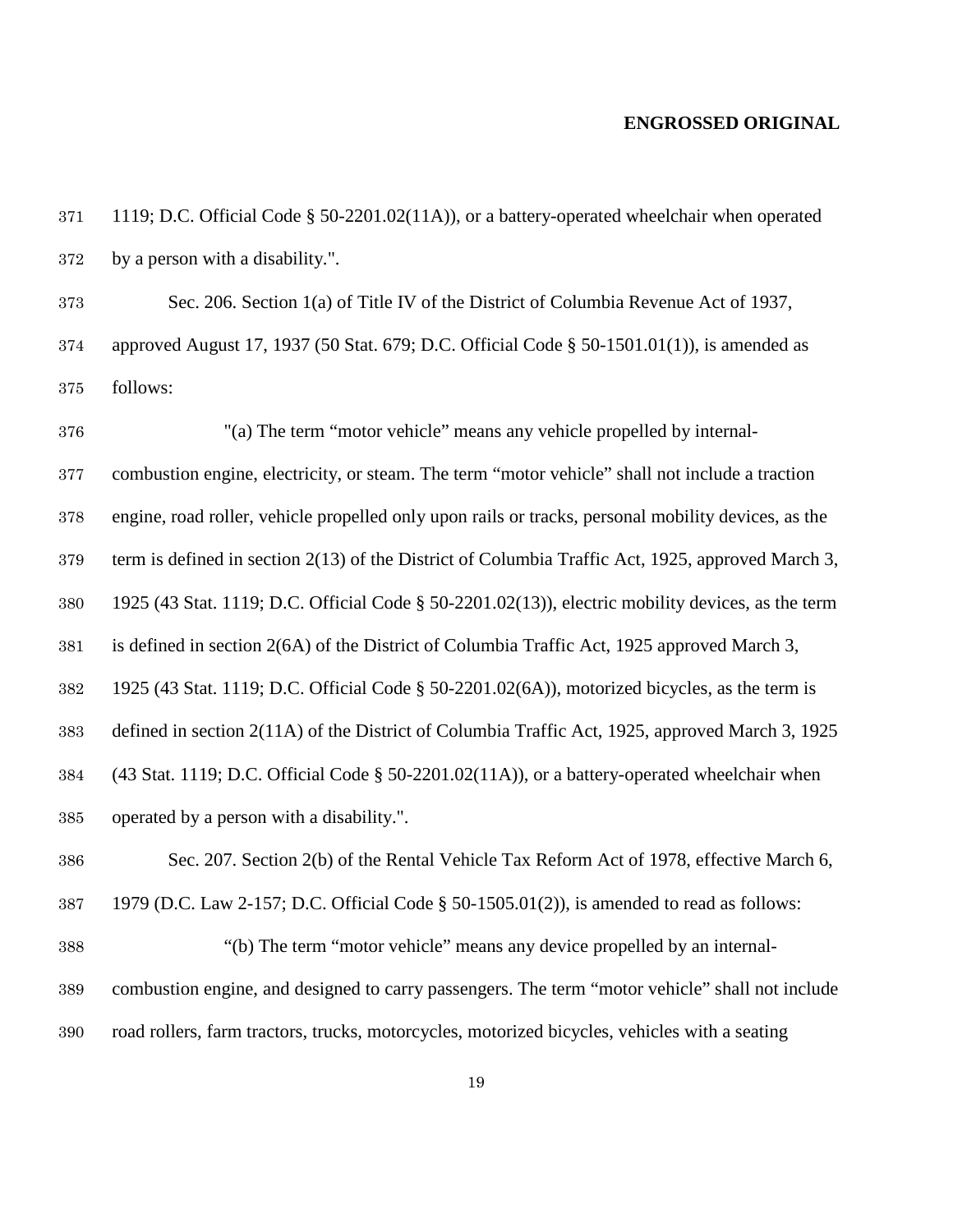1119; D.C. Official Code § 50-2201.02(11A)), or a battery-operated wheelchair when operated by a person with a disability.".

Sec. 206. Section 1(a) of Title IV of the District of Columbia Revenue Act of 1937, approved August 17, 1937 (50 Stat. 679; D.C. Official Code § 50-1501.01(1)), is amended as follows:

"(a) The term "motor vehicle" means any vehicle propelled by internal-combustion engine, electricity, or steam. The term "motor vehicle" shall not include a traction engine, road roller, vehicle propelled only upon rails or tracks, personal mobility devices, as the term is defined in section 2(13) of the District of Columbia Traffic Act, 1925, approved March 3, 1925 (43 Stat. 1119; D.C. Official Code § 50-2201.02(13)), electric mobility devices, as the term is defined in section 2(6A) of the District of Columbia Traffic Act, 1925 approved March 3, 1925 (43 Stat. 1119; D.C. Official Code § 50-2201.02(6A)), motorized bicycles, as the term is defined in section 2(11A) of the District of Columbia Traffic Act, 1925, approved March 3, 1925 (43 Stat. 1119; D.C. Official Code § 50-2201.02(11A)), or a battery-operated wheelchair when operated by a person with a disability.".

Sec. 207. Section 2(b) of the Rental Vehicle Tax Reform Act of 1978, effective March 6, 1979 (D.C. Law 2-157; D.C. Official Code § 50-1505.01(2)), is amended to read as follows:

"(b) The term "motor vehicle" means any device propelled by an internal-combustion engine, and designed to carry passengers. The term "motor vehicle" shall not include road rollers, farm tractors, trucks, motorcycles, motorized bicycles, vehicles with a seating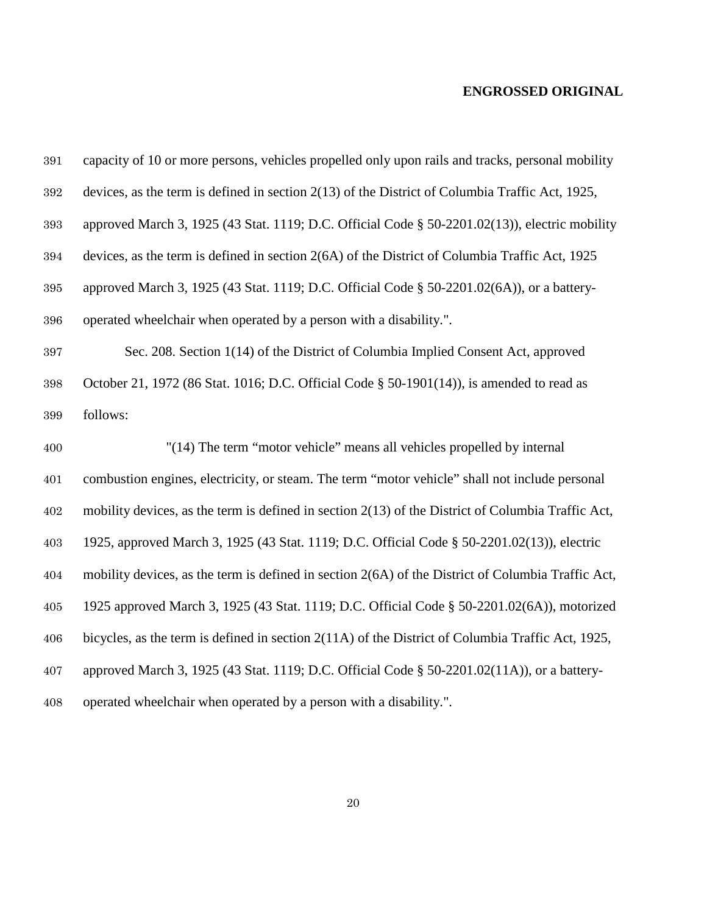capacity of 10 or more persons, vehicles propelled only upon rails and tracks, personal mobility devices, as the term is defined in section 2(13) of the District of Columbia Traffic Act, 1925, approved March 3, 1925 (43 Stat. 1119; D.C. Official Code § 50-2201.02(13)), electric mobility devices, as the term is defined in section 2(6A) of the District of Columbia Traffic Act, 1925 approved March 3, 1925 (43 Stat. 1119; D.C. Official Code § 50-2201.02(6A)), or a battery-operated wheelchair when operated by a person with a disability.".

Sec. 208. Section 1(14) of the District of Columbia Implied Consent Act, approved October 21, 1972 (86 Stat. 1016; D.C. Official Code § 50-1901(14)), is amended to read as follows:

"(14) The term "motor vehicle" means all vehicles propelled by internal combustion engines, electricity, or steam. The term "motor vehicle" shall not include personal mobility devices, as the term is defined in section 2(13) of the District of Columbia Traffic Act, 1925, approved March 3, 1925 (43 Stat. 1119; D.C. Official Code § 50-2201.02(13)), electric mobility devices, as the term is defined in section 2(6A) of the District of Columbia Traffic Act, 1925 approved March 3, 1925 (43 Stat. 1119; D.C. Official Code § 50-2201.02(6A)), motorized bicycles, as the term is defined in section 2(11A) of the District of Columbia Traffic Act, 1925, approved March 3, 1925 (43 Stat. 1119; D.C. Official Code § 50-2201.02(11A)), or a battery-operated wheelchair when operated by a person with a disability.".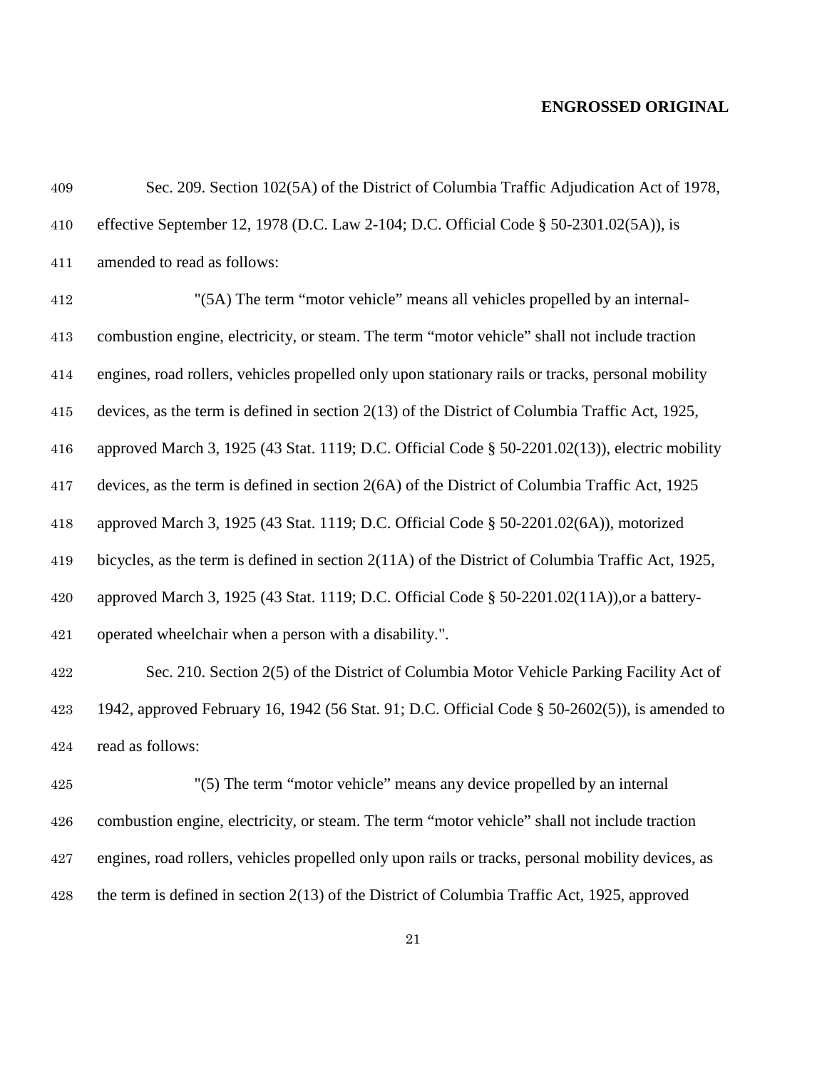Sec. 209. Section 102(5A) of the District of Columbia Traffic Adjudication Act of 1978, effective September 12, 1978 (D.C. Law 2-104; D.C. Official Code § 50-2301.02(5A)), is amended to read as follows:

"(5A) The term "motor vehicle" means all vehicles propelled by an internal-combustion engine, electricity, or steam. The term "motor vehicle" shall not include traction engines, road rollers, vehicles propelled only upon stationary rails or tracks, personal mobility devices, as the term is defined in section 2(13) of the District of Columbia Traffic Act, 1925, approved March 3, 1925 (43 Stat. 1119; D.C. Official Code § 50-2201.02(13)), electric mobility devices, as the term is defined in section 2(6A) of the District of Columbia Traffic Act, 1925 approved March 3, 1925 (43 Stat. 1119; D.C. Official Code § 50-2201.02(6A)), motorized bicycles, as the term is defined in section 2(11A) of the District of Columbia Traffic Act, 1925, approved March 3, 1925 (43 Stat. 1119; D.C. Official Code § 50-2201.02(11A)),or a battery-operated wheelchair when a person with a disability.".

Sec. 210. Section 2(5) of the District of Columbia Motor Vehicle Parking Facility Act of 1942, approved February 16, 1942 (56 Stat. 91; D.C. Official Code § 50-2602(5)), is amended to read as follows:

"(5) The term "motor vehicle" means any device propelled by an internal combustion engine, electricity, or steam. The term "motor vehicle" shall not include traction engines, road rollers, vehicles propelled only upon rails or tracks, personal mobility devices, as the term is defined in section 2(13) of the District of Columbia Traffic Act, 1925, approved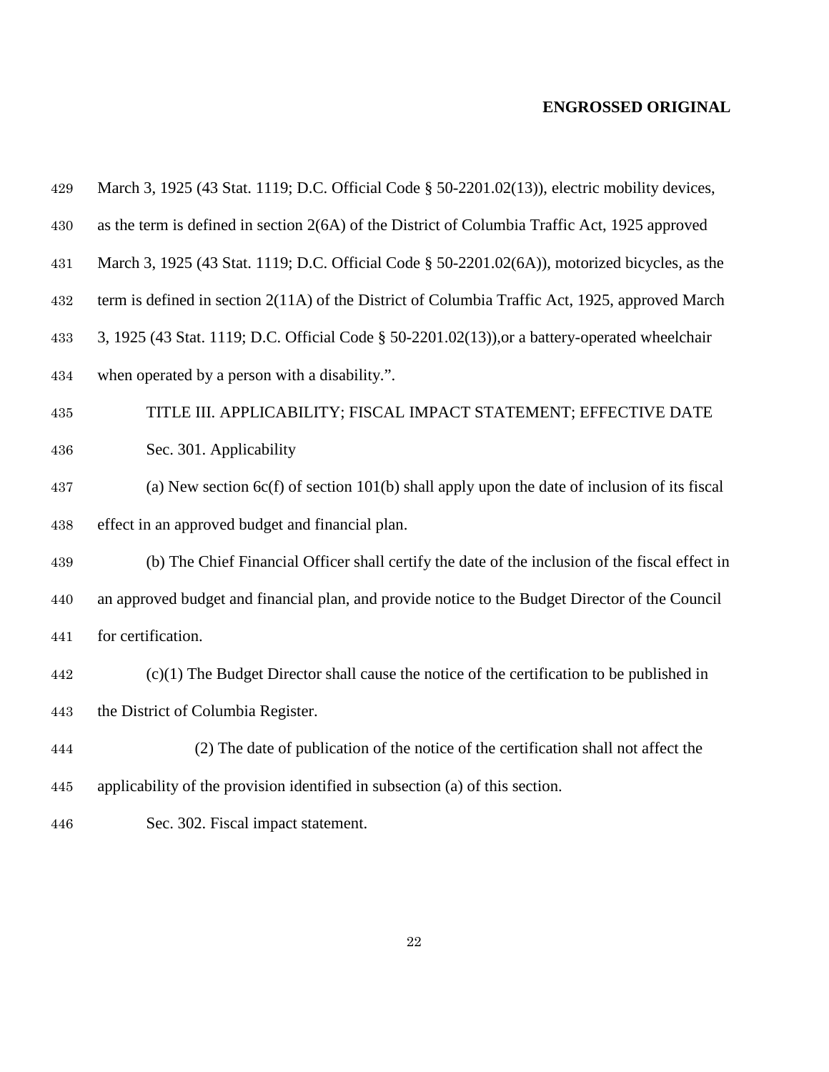March 3, 1925 (43 Stat. 1119; D.C. Official Code § 50-2201.02(13)), electric mobility devices, as the term is defined in section 2(6A) of the District of Columbia Traffic Act, 1925 approved March 3, 1925 (43 Stat. 1119; D.C. Official Code § 50-2201.02(6A)), motorized bicycles, as the term is defined in section 2(11A) of the District of Columbia Traffic Act, 1925, approved March 3, 1925 (43 Stat. 1119; D.C. Official Code § 50-2201.02(13)),or a battery-operated wheelchair when operated by a person with a disability.".

TITLE III. APPLICABILITY; FISCAL IMPACT STATEMENT; EFFECTIVE DATE

Sec. 301. Applicability

(a) New section 6c(f) of section 101(b) shall apply upon the date of inclusion of its fiscal effect in an approved budget and financial plan.

(b) The Chief Financial Officer shall certify the date of the inclusion of the fiscal effect in an approved budget and financial plan, and provide notice to the Budget Director of the Council for certification.

(c)(1) The Budget Director shall cause the notice of the certification to be published in the District of Columbia Register.

(2) The date of publication of the notice of the certification shall not affect the applicability of the provision identified in subsection (a) of this section.

Sec. 302. Fiscal impact statement.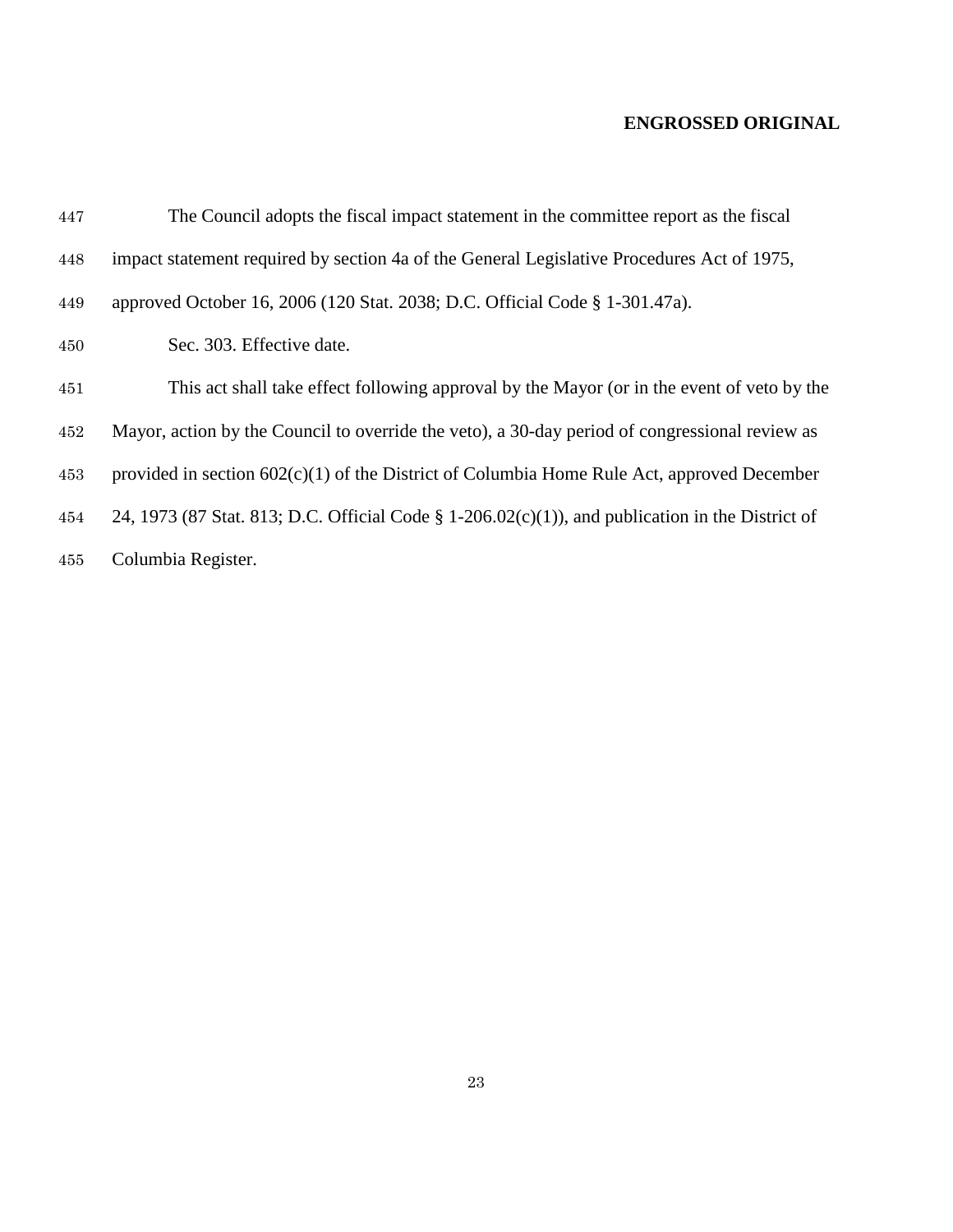The Council adopts the fiscal impact statement in the committee report as the fiscal impact statement required by section 4a of the General Legislative Procedures Act of 1975, approved October 16, 2006 (120 Stat. 2038; D.C. Official Code § 1-301.47a).

Sec. 303. Effective date.

This act shall take effect following approval by the Mayor (or in the event of veto by the Mayor, action by the Council to override the veto), a 30-day period of congressional review as provided in section 602(c)(1) of the District of Columbia Home Rule Act, approved December 24, 1973 (87 Stat. 813; D.C. Official Code § 1-206.02(c)(1)), and publication in the District of Columbia Register.